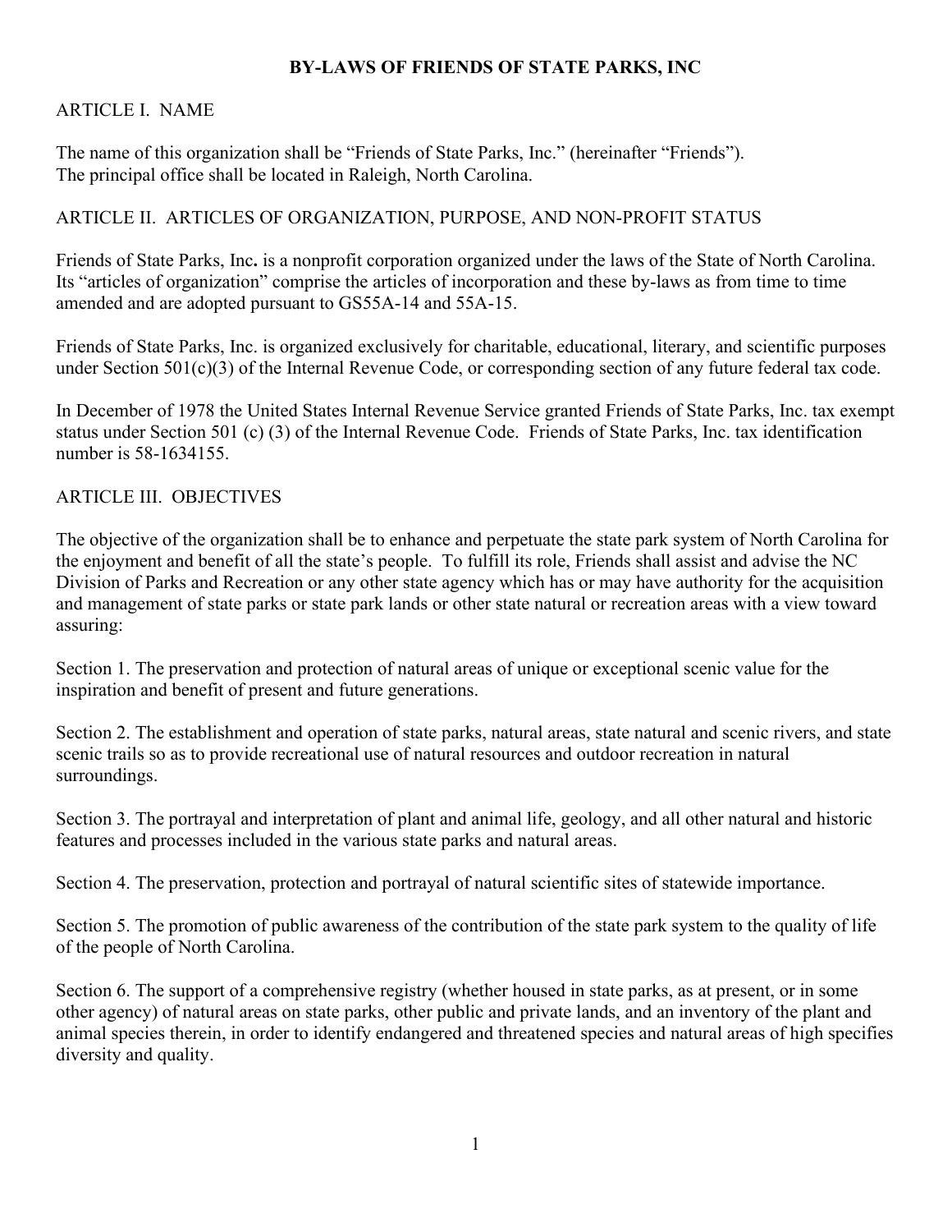# BY-LAWS OF FRIENDS OF STATE PARKS, INC

## ARTICLE I. NAME

The name of this organization shall be "Friends of State Parks, Inc." (hereinafter "Friends").
The principal office shall be located in Raleigh, North Carolina.

## ARTICLE II. ARTICLES OF ORGANIZATION, PURPOSE, AND NON-PROFIT STATUS

Friends of State Parks, Inc**.** is a nonprofit corporation organized under the laws of the State of North Carolina. Its "articles of organization" comprise the articles of incorporation and these by-laws as from time to time amended and are adopted pursuant to GS55A-14 and 55A-15.

Friends of State Parks, Inc. is organized exclusively for charitable, educational, literary, and scientific purposes under Section 501(c)(3) of the Internal Revenue Code, or corresponding section of any future federal tax code.

In December of 1978 the United States Internal Revenue Service granted Friends of State Parks, Inc. tax exempt status under Section 501 (c) (3) of the Internal Revenue Code. Friends of State Parks, Inc. tax identification number is 58-1634155.

## ARTICLE III. OBJECTIVES

The objective of the organization shall be to enhance and perpetuate the state park system of North Carolina for the enjoyment and benefit of all the state's people. To fulfill its role, Friends shall assist and advise the NC Division of Parks and Recreation or any other state agency which has or may have authority for the acquisition and management of state parks or state park lands or other state natural or recreation areas with a view toward assuring:

Section 1. The preservation and protection of natural areas of unique or exceptional scenic value for the inspiration and benefit of present and future generations.

Section 2. The establishment and operation of state parks, natural areas, state natural and scenic rivers, and state scenic trails so as to provide recreational use of natural resources and outdoor recreation in natural surroundings.

Section 3. The portrayal and interpretation of plant and animal life, geology, and all other natural and historic features and processes included in the various state parks and natural areas.

Section 4. The preservation, protection and portrayal of natural scientific sites of statewide importance.

Section 5. The promotion of public awareness of the contribution of the state park system to the quality of life of the people of North Carolina.

Section 6. The support of a comprehensive registry (whether housed in state parks, as at present, or in some other agency) of natural areas on state parks, other public and private lands, and an inventory of the plant and animal species therein, in order to identify endangered and threatened species and natural areas of high specifies diversity and quality.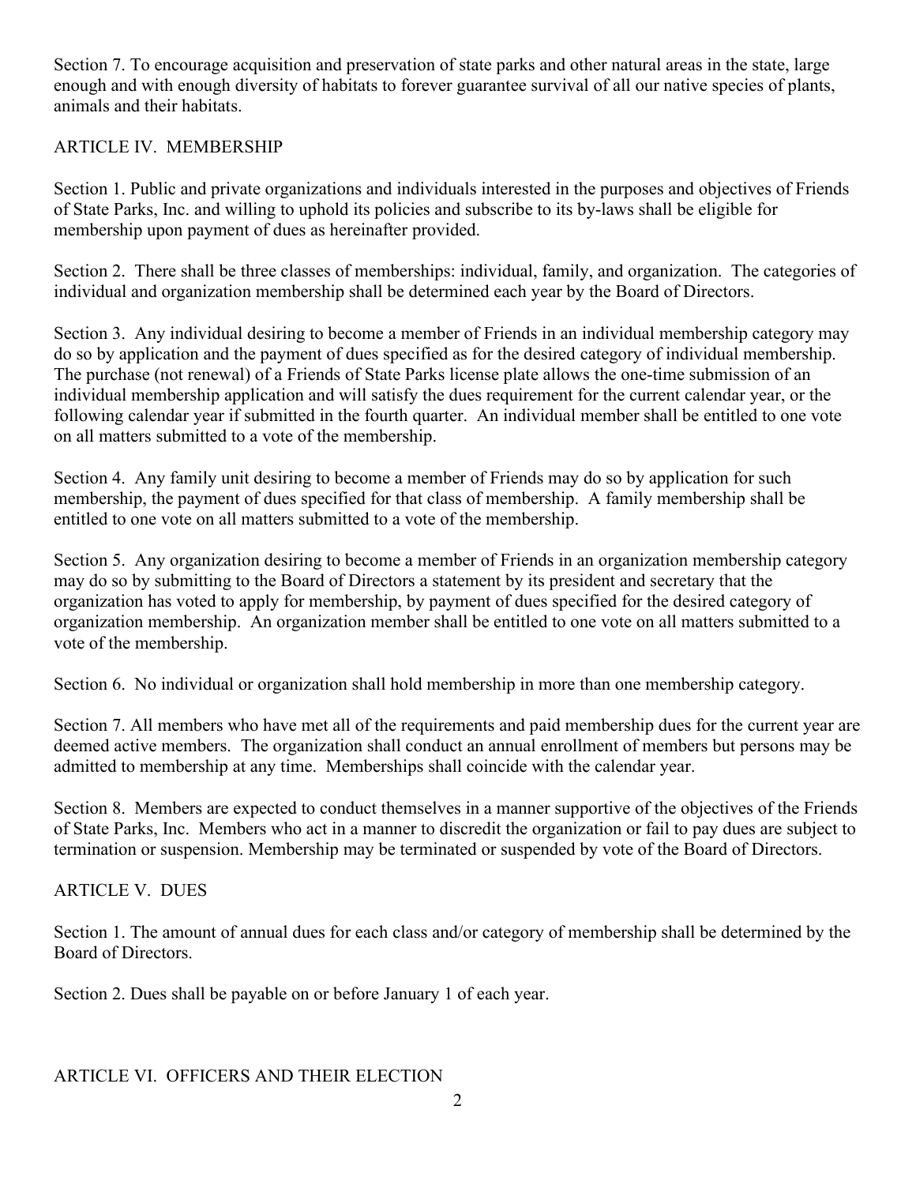Section 7. To encourage acquisition and preservation of state parks and other natural areas in the state, large enough and with enough diversity of habitats to forever guarantee survival of all our native species of plants, animals and their habitats.

## ARTICLE IV. MEMBERSHIP

Section 1. Public and private organizations and individuals interested in the purposes and objectives of Friends of State Parks, Inc. and willing to uphold its policies and subscribe to its by-laws shall be eligible for membership upon payment of dues as hereinafter provided.

Section 2. There shall be three classes of memberships: individual, family, and organization. The categories of individual and organization membership shall be determined each year by the Board of Directors.

Section 3. Any individual desiring to become a member of Friends in an individual membership category may do so by application and the payment of dues specified as for the desired category of individual membership. The purchase (not renewal) of a Friends of State Parks license plate allows the one-time submission of an individual membership application and will satisfy the dues requirement for the current calendar year, or the following calendar year if submitted in the fourth quarter. An individual member shall be entitled to one vote on all matters submitted to a vote of the membership.

Section 4. Any family unit desiring to become a member of Friends may do so by application for such membership, the payment of dues specified for that class of membership. A family membership shall be entitled to one vote on all matters submitted to a vote of the membership.

Section 5. Any organization desiring to become a member of Friends in an organization membership category may do so by submitting to the Board of Directors a statement by its president and secretary that the organization has voted to apply for membership, by payment of dues specified for the desired category of organization membership. An organization member shall be entitled to one vote on all matters submitted to a vote of the membership.

Section 6. No individual or organization shall hold membership in more than one membership category.

Section 7. All members who have met all of the requirements and paid membership dues for the current year are deemed active members. The organization shall conduct an annual enrollment of members but persons may be admitted to membership at any time. Memberships shall coincide with the calendar year.

Section 8. Members are expected to conduct themselves in a manner supportive of the objectives of the Friends of State Parks, Inc. Members who act in a manner to discredit the organization or fail to pay dues are subject to termination or suspension. Membership may be terminated or suspended by vote of the Board of Directors.

## ARTICLE V. DUES

Section 1. The amount of annual dues for each class and/or category of membership shall be determined by the Board of Directors.

Section 2. Dues shall be payable on or before January 1 of each year.

## ARTICLE VI. OFFICERS AND THEIR ELECTION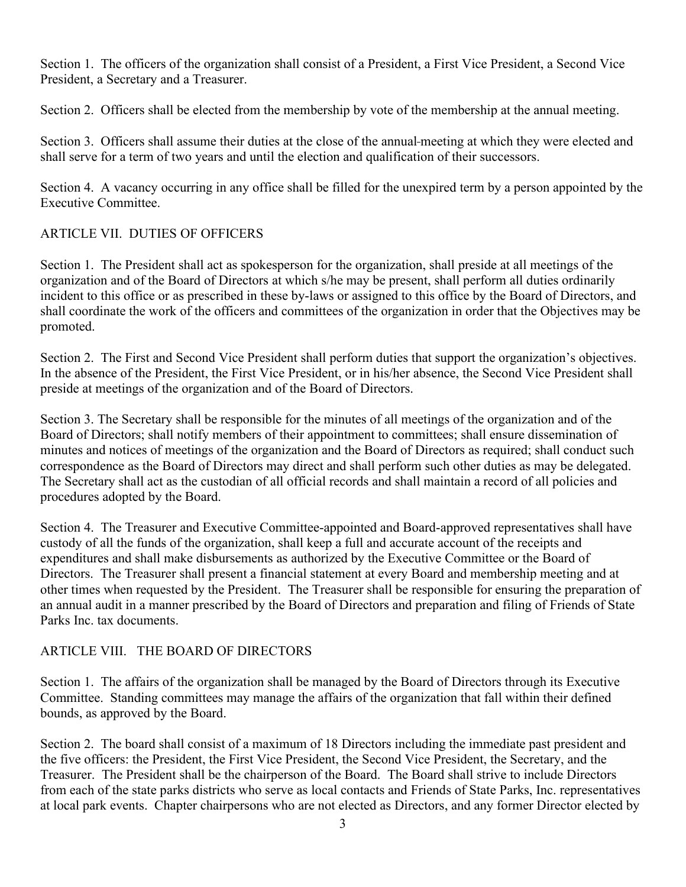Section 1. The officers of the organization shall consist of a President, a First Vice President, a Second Vice President, a Secretary and a Treasurer.

Section 2. Officers shall be elected from the membership by vote of the membership at the annual meeting.

Section 3. Officers shall assume their duties at the close of the annual meeting at which they were elected and shall serve for a term of two years and until the election and qualification of their successors.

Section 4. A vacancy occurring in any office shall be filled for the unexpired term by a person appointed by the Executive Committee.

## ARTICLE VII. DUTIES OF OFFICERS

Section 1. The President shall act as spokesperson for the organization, shall preside at all meetings of the organization and of the Board of Directors at which s/he may be present, shall perform all duties ordinarily incident to this office or as prescribed in these by-laws or assigned to this office by the Board of Directors, and shall coordinate the work of the officers and committees of the organization in order that the Objectives may be promoted.

Section 2. The First and Second Vice President shall perform duties that support the organization's objectives. In the absence of the President, the First Vice President, or in his/her absence, the Second Vice President shall preside at meetings of the organization and of the Board of Directors.

Section 3. The Secretary shall be responsible for the minutes of all meetings of the organization and of the Board of Directors; shall notify members of their appointment to committees; shall ensure dissemination of minutes and notices of meetings of the organization and the Board of Directors as required; shall conduct such correspondence as the Board of Directors may direct and shall perform such other duties as may be delegated. The Secretary shall act as the custodian of all official records and shall maintain a record of all policies and procedures adopted by the Board.

Section 4. The Treasurer and Executive Committee-appointed and Board-approved representatives shall have custody of all the funds of the organization, shall keep a full and accurate account of the receipts and expenditures and shall make disbursements as authorized by the Executive Committee or the Board of Directors. The Treasurer shall present a financial statement at every Board and membership meeting and at other times when requested by the President. The Treasurer shall be responsible for ensuring the preparation of an annual audit in a manner prescribed by the Board of Directors and preparation and filing of Friends of State Parks Inc. tax documents.

## ARTICLE VIII. THE BOARD OF DIRECTORS

Section 1. The affairs of the organization shall be managed by the Board of Directors through its Executive Committee. Standing committees may manage the affairs of the organization that fall within their defined bounds, as approved by the Board.

Section 2. The board shall consist of a maximum of 18 Directors including the immediate past president and the five officers: the President, the First Vice President, the Second Vice President, the Secretary, and the Treasurer. The President shall be the chairperson of the Board. The Board shall strive to include Directors from each of the state parks districts who serve as local contacts and Friends of State Parks, Inc. representatives at local park events. Chapter chairpersons who are not elected as Directors, and any former Director elected by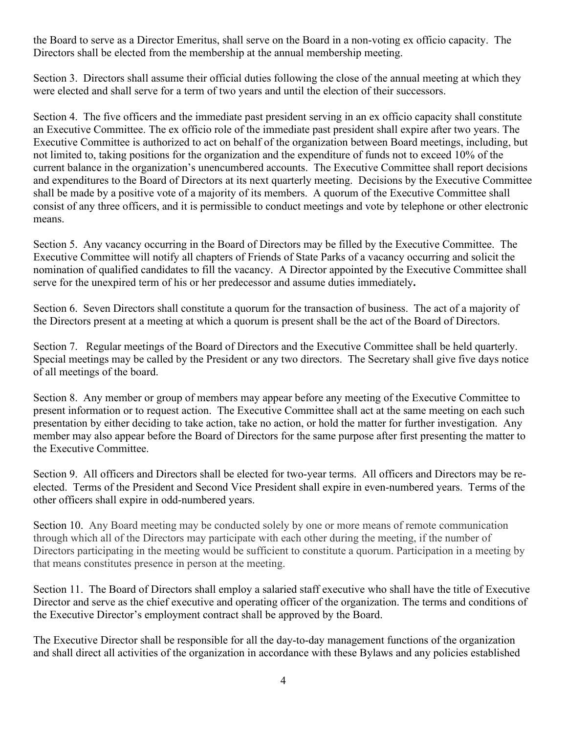the Board to serve as a Director Emeritus, shall serve on the Board in a non-voting ex officio capacity. The Directors shall be elected from the membership at the annual membership meeting.

Section 3. Directors shall assume their official duties following the close of the annual meeting at which they were elected and shall serve for a term of two years and until the election of their successors.

Section 4. The five officers and the immediate past president serving in an ex officio capacity shall constitute an Executive Committee. The ex officio role of the immediate past president shall expire after two years. The Executive Committee is authorized to act on behalf of the organization between Board meetings, including, but not limited to, taking positions for the organization and the expenditure of funds not to exceed 10% of the current balance in the organization's unencumbered accounts. The Executive Committee shall report decisions and expenditures to the Board of Directors at its next quarterly meeting. Decisions by the Executive Committee shall be made by a positive vote of a majority of its members. A quorum of the Executive Committee shall consist of any three officers, and it is permissible to conduct meetings and vote by telephone or other electronic means.

Section 5. Any vacancy occurring in the Board of Directors may be filled by the Executive Committee. The Executive Committee will notify all chapters of Friends of State Parks of a vacancy occurring and solicit the nomination of qualified candidates to fill the vacancy. A Director appointed by the Executive Committee shall serve for the unexpired term of his or her predecessor and assume duties immediately**.**

Section 6. Seven Directors shall constitute a quorum for the transaction of business. The act of a majority of the Directors present at a meeting at which a quorum is present shall be the act of the Board of Directors.

Section 7. Regular meetings of the Board of Directors and the Executive Committee shall be held quarterly. Special meetings may be called by the President or any two directors. The Secretary shall give five days notice of all meetings of the board.

Section 8. Any member or group of members may appear before any meeting of the Executive Committee to present information or to request action. The Executive Committee shall act at the same meeting on each such presentation by either deciding to take action, take no action, or hold the matter for further investigation. Any member may also appear before the Board of Directors for the same purpose after first presenting the matter to the Executive Committee.

Section 9. All officers and Directors shall be elected for two-year terms. All officers and Directors may be re-elected. Terms of the President and Second Vice President shall expire in even-numbered years. Terms of the other officers shall expire in odd-numbered years.

Section 10. Any Board meeting may be conducted solely by one or more means of remote communication through which all of the Directors may participate with each other during the meeting, if the number of Directors participating in the meeting would be sufficient to constitute a quorum. Participation in a meeting by that means constitutes presence in person at the meeting.

Section 11. The Board of Directors shall employ a salaried staff executive who shall have the title of Executive Director and serve as the chief executive and operating officer of the organization. The terms and conditions of the Executive Director's employment contract shall be approved by the Board.

The Executive Director shall be responsible for all the day-to-day management functions of the organization and shall direct all activities of the organization in accordance with these Bylaws and any policies established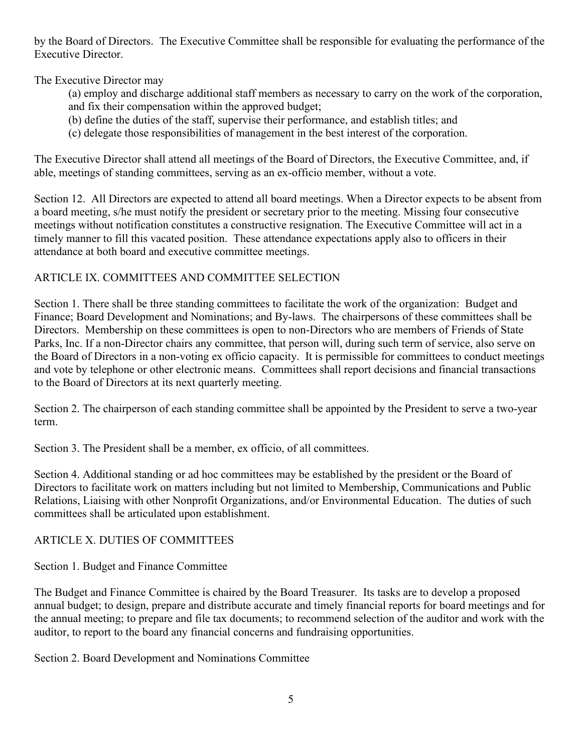by the Board of Directors. The Executive Committee shall be responsible for evaluating the performance of the Executive Director.

The Executive Director may

(a) employ and discharge additional staff members as necessary to carry on the work of the corporation, and fix their compensation within the approved budget;

(b) define the duties of the staff, supervise their performance, and establish titles; and

(c) delegate those responsibilities of management in the best interest of the corporation.

The Executive Director shall attend all meetings of the Board of Directors, the Executive Committee, and, if able, meetings of standing committees, serving as an ex-officio member, without a vote.

Section 12. All Directors are expected to attend all board meetings. When a Director expects to be absent from a board meeting, s/he must notify the president or secretary prior to the meeting. Missing four consecutive meetings without notification constitutes a constructive resignation. The Executive Committee will act in a timely manner to fill this vacated position. These attendance expectations apply also to officers in their attendance at both board and executive committee meetings.

## ARTICLE IX. COMMITTEES AND COMMITTEE SELECTION

Section 1. There shall be three standing committees to facilitate the work of the organization: Budget and Finance; Board Development and Nominations; and By-laws. The chairpersons of these committees shall be Directors. Membership on these committees is open to non-Directors who are members of Friends of State Parks, Inc. If a non-Director chairs any committee, that person will, during such term of service, also serve on the Board of Directors in a non-voting ex officio capacity. It is permissible for committees to conduct meetings and vote by telephone or other electronic means. Committees shall report decisions and financial transactions to the Board of Directors at its next quarterly meeting.

Section 2. The chairperson of each standing committee shall be appointed by the President to serve a two-year term.

Section 3. The President shall be a member, ex officio, of all committees.

Section 4. Additional standing or ad hoc committees may be established by the president or the Board of Directors to facilitate work on matters including but not limited to Membership, Communications and Public Relations, Liaising with other Nonprofit Organizations, and/or Environmental Education. The duties of such committees shall be articulated upon establishment.

## ARTICLE X. DUTIES OF COMMITTEES

Section 1. Budget and Finance Committee

The Budget and Finance Committee is chaired by the Board Treasurer. Its tasks are to develop a proposed annual budget; to design, prepare and distribute accurate and timely financial reports for board meetings and for the annual meeting; to prepare and file tax documents; to recommend selection of the auditor and work with the auditor, to report to the board any financial concerns and fundraising opportunities.

Section 2. Board Development and Nominations Committee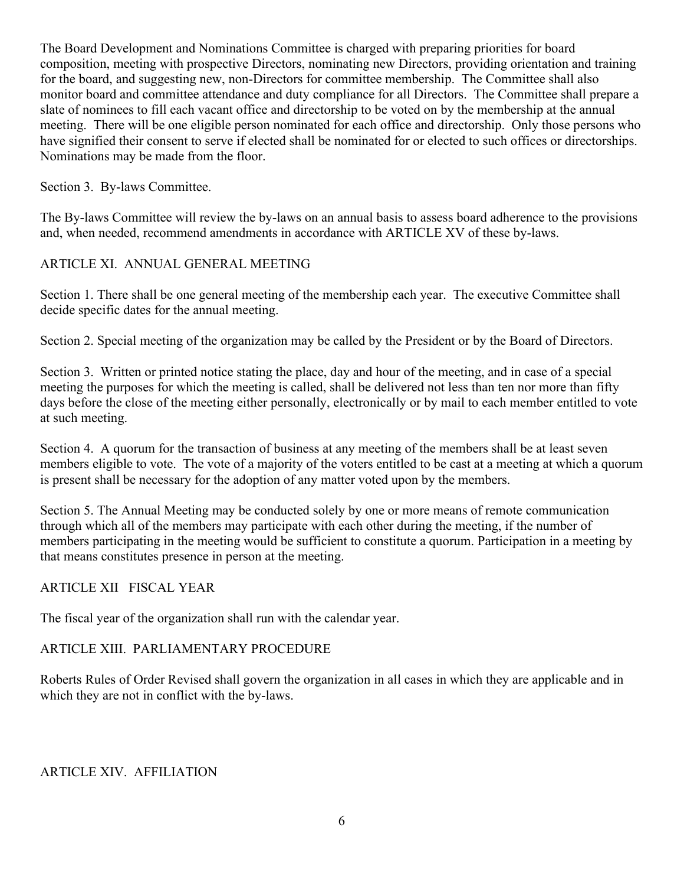The Board Development and Nominations Committee is charged with preparing priorities for board composition, meeting with prospective Directors, nominating new Directors, providing orientation and training for the board, and suggesting new, non-Directors for committee membership. The Committee shall also monitor board and committee attendance and duty compliance for all Directors. The Committee shall prepare a slate of nominees to fill each vacant office and directorship to be voted on by the membership at the annual meeting. There will be one eligible person nominated for each office and directorship. Only those persons who have signified their consent to serve if elected shall be nominated for or elected to such offices or directorships. Nominations may be made from the floor.

Section 3. By-laws Committee.

The By-laws Committee will review the by-laws on an annual basis to assess board adherence to the provisions and, when needed, recommend amendments in accordance with ARTICLE XV of these by-laws.

## ARTICLE XI. ANNUAL GENERAL MEETING

Section 1. There shall be one general meeting of the membership each year. The executive Committee shall decide specific dates for the annual meeting.

Section 2. Special meeting of the organization may be called by the President or by the Board of Directors.

Section 3. Written or printed notice stating the place, day and hour of the meeting, and in case of a special meeting the purposes for which the meeting is called, shall be delivered not less than ten nor more than fifty days before the close of the meeting either personally, electronically or by mail to each member entitled to vote at such meeting.

Section 4. A quorum for the transaction of business at any meeting of the members shall be at least seven members eligible to vote. The vote of a majority of the voters entitled to be cast at a meeting at which a quorum is present shall be necessary for the adoption of any matter voted upon by the members.

Section 5. The Annual Meeting may be conducted solely by one or more means of remote communication through which all of the members may participate with each other during the meeting, if the number of members participating in the meeting would be sufficient to constitute a quorum. Participation in a meeting by that means constitutes presence in person at the meeting.

## ARTICLE XII FISCAL YEAR

The fiscal year of the organization shall run with the calendar year.

## ARTICLE XIII. PARLIAMENTARY PROCEDURE

Roberts Rules of Order Revised shall govern the organization in all cases in which they are applicable and in which they are not in conflict with the by-laws.

## ARTICLE XIV. AFFILIATION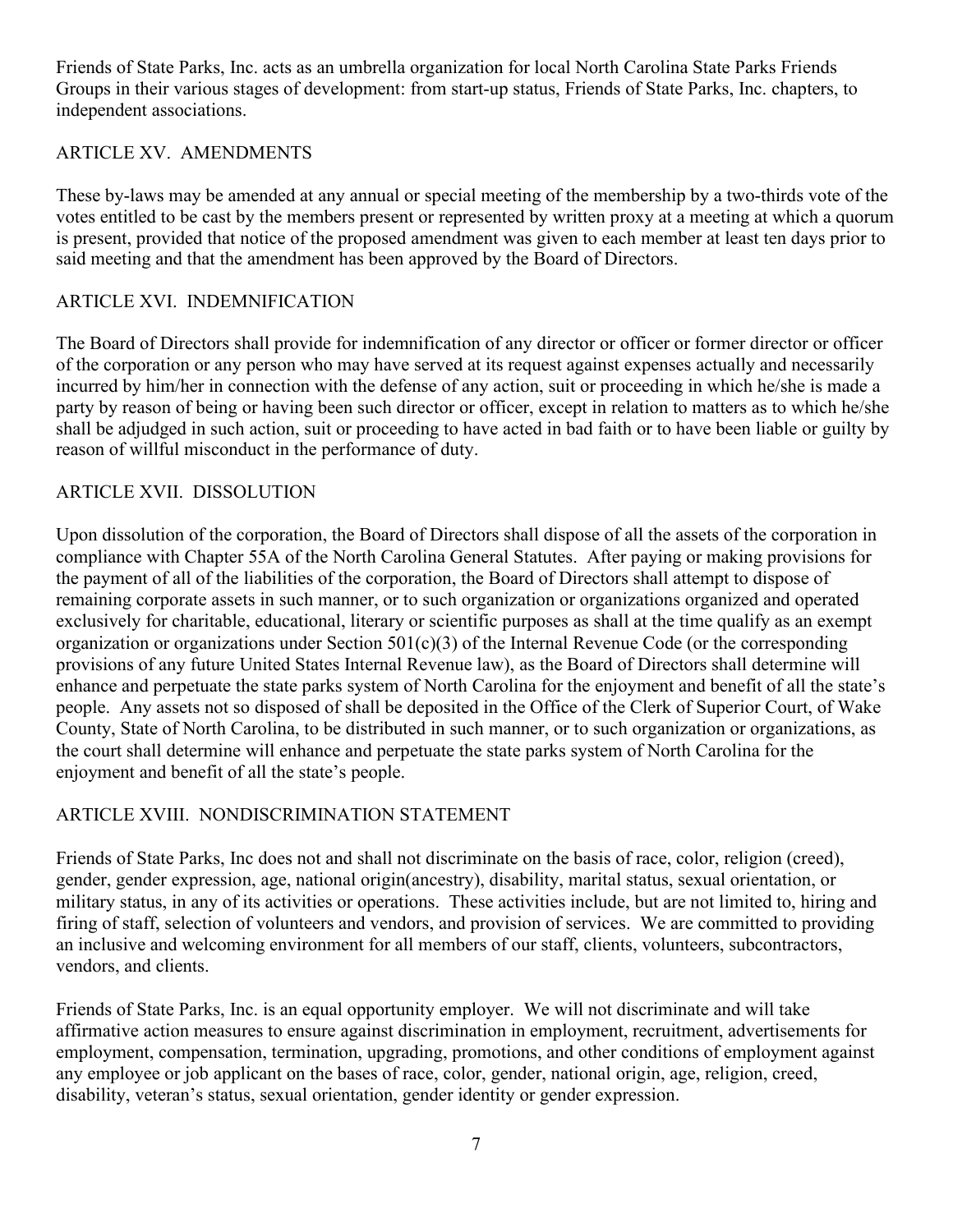Friends of State Parks, Inc. acts as an umbrella organization for local North Carolina State Parks Friends Groups in their various stages of development: from start-up status, Friends of State Parks, Inc. chapters, to independent associations.

## ARTICLE XV. AMENDMENTS

These by-laws may be amended at any annual or special meeting of the membership by a two-thirds vote of the votes entitled to be cast by the members present or represented by written proxy at a meeting at which a quorum is present, provided that notice of the proposed amendment was given to each member at least ten days prior to said meeting and that the amendment has been approved by the Board of Directors.

## ARTICLE XVI. INDEMNIFICATION

The Board of Directors shall provide for indemnification of any director or officer or former director or officer of the corporation or any person who may have served at its request against expenses actually and necessarily incurred by him/her in connection with the defense of any action, suit or proceeding in which he/she is made a party by reason of being or having been such director or officer, except in relation to matters as to which he/she shall be adjudged in such action, suit or proceeding to have acted in bad faith or to have been liable or guilty by reason of willful misconduct in the performance of duty.

## ARTICLE XVII. DISSOLUTION

Upon dissolution of the corporation, the Board of Directors shall dispose of all the assets of the corporation in compliance with Chapter 55A of the North Carolina General Statutes. After paying or making provisions for the payment of all of the liabilities of the corporation, the Board of Directors shall attempt to dispose of remaining corporate assets in such manner, or to such organization or organizations organized and operated exclusively for charitable, educational, literary or scientific purposes as shall at the time qualify as an exempt organization or organizations under Section 501(c)(3) of the Internal Revenue Code (or the corresponding provisions of any future United States Internal Revenue law), as the Board of Directors shall determine will enhance and perpetuate the state parks system of North Carolina for the enjoyment and benefit of all the state's people. Any assets not so disposed of shall be deposited in the Office of the Clerk of Superior Court, of Wake County, State of North Carolina, to be distributed in such manner, or to such organization or organizations, as the court shall determine will enhance and perpetuate the state parks system of North Carolina for the enjoyment and benefit of all the state's people.

## ARTICLE XVIII. NONDISCRIMINATION STATEMENT

Friends of State Parks, Inc does not and shall not discriminate on the basis of race, color, religion (creed), gender, gender expression, age, national origin(ancestry), disability, marital status, sexual orientation, or military status, in any of its activities or operations. These activities include, but are not limited to, hiring and firing of staff, selection of volunteers and vendors, and provision of services. We are committed to providing an inclusive and welcoming environment for all members of our staff, clients, volunteers, subcontractors, vendors, and clients.

Friends of State Parks, Inc. is an equal opportunity employer. We will not discriminate and will take affirmative action measures to ensure against discrimination in employment, recruitment, advertisements for employment, compensation, termination, upgrading, promotions, and other conditions of employment against any employee or job applicant on the bases of race, color, gender, national origin, age, religion, creed, disability, veteran's status, sexual orientation, gender identity or gender expression.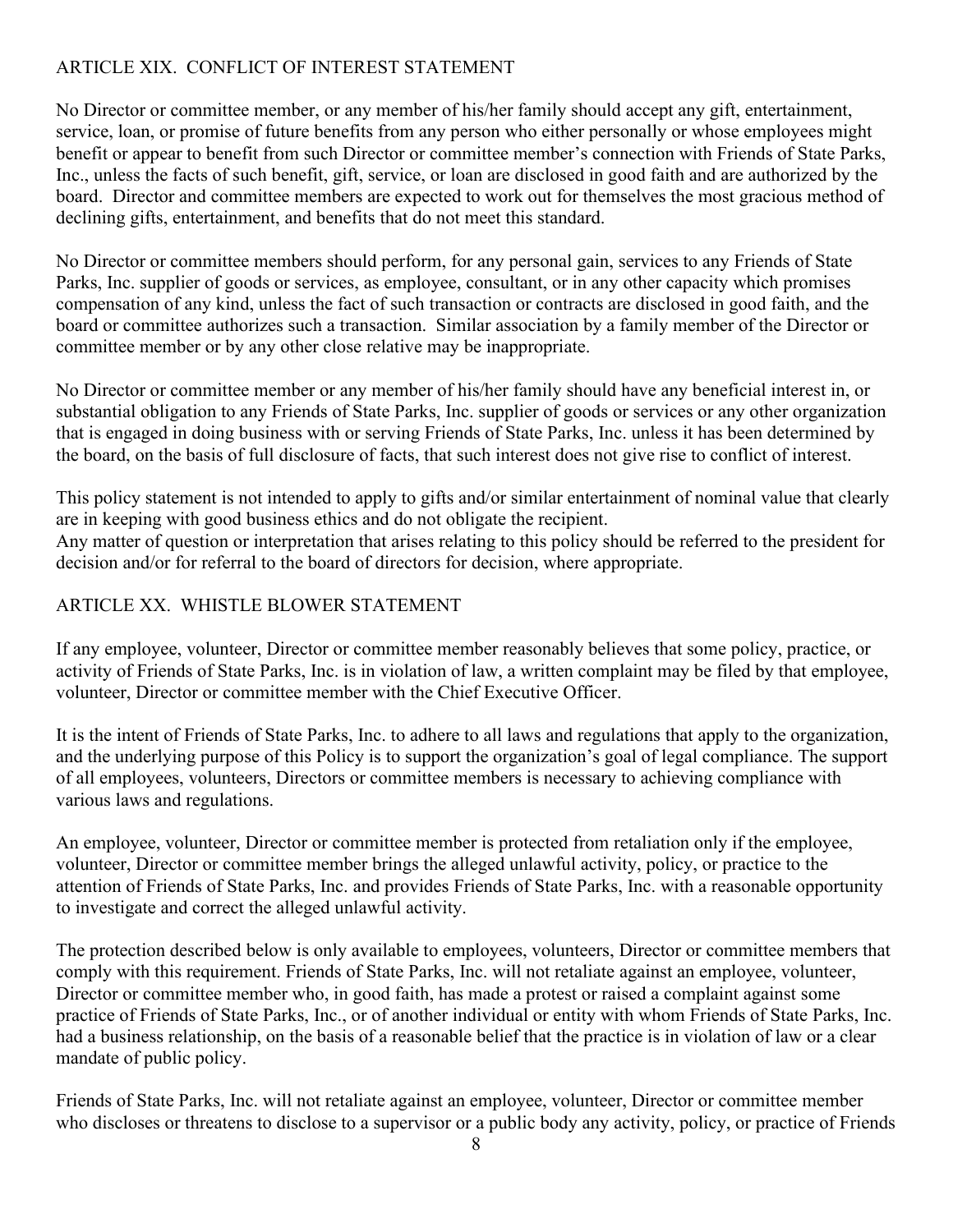## ARTICLE XIX. CONFLICT OF INTEREST STATEMENT

No Director or committee member, or any member of his/her family should accept any gift, entertainment, service, loan, or promise of future benefits from any person who either personally or whose employees might benefit or appear to benefit from such Director or committee member's connection with Friends of State Parks, Inc., unless the facts of such benefit, gift, service, or loan are disclosed in good faith and are authorized by the board. Director and committee members are expected to work out for themselves the most gracious method of declining gifts, entertainment, and benefits that do not meet this standard.

No Director or committee members should perform, for any personal gain, services to any Friends of State Parks, Inc. supplier of goods or services, as employee, consultant, or in any other capacity which promises compensation of any kind, unless the fact of such transaction or contracts are disclosed in good faith, and the board or committee authorizes such a transaction. Similar association by a family member of the Director or committee member or by any other close relative may be inappropriate.

No Director or committee member or any member of his/her family should have any beneficial interest in, or substantial obligation to any Friends of State Parks, Inc. supplier of goods or services or any other organization that is engaged in doing business with or serving Friends of State Parks, Inc. unless it has been determined by the board, on the basis of full disclosure of facts, that such interest does not give rise to conflict of interest.

This policy statement is not intended to apply to gifts and/or similar entertainment of nominal value that clearly are in keeping with good business ethics and do not obligate the recipient.
Any matter of question or interpretation that arises relating to this policy should be referred to the president for decision and/or for referral to the board of directors for decision, where appropriate.

## ARTICLE XX. WHISTLE BLOWER STATEMENT

If any employee, volunteer, Director or committee member reasonably believes that some policy, practice, or activity of Friends of State Parks, Inc. is in violation of law, a written complaint may be filed by that employee, volunteer, Director or committee member with the Chief Executive Officer.

It is the intent of Friends of State Parks, Inc. to adhere to all laws and regulations that apply to the organization, and the underlying purpose of this Policy is to support the organization's goal of legal compliance. The support of all employees, volunteers, Directors or committee members is necessary to achieving compliance with various laws and regulations.

An employee, volunteer, Director or committee member is protected from retaliation only if the employee, volunteer, Director or committee member brings the alleged unlawful activity, policy, or practice to the attention of Friends of State Parks, Inc. and provides Friends of State Parks, Inc. with a reasonable opportunity to investigate and correct the alleged unlawful activity.

The protection described below is only available to employees, volunteers, Director or committee members that comply with this requirement. Friends of State Parks, Inc. will not retaliate against an employee, volunteer, Director or committee member who, in good faith, has made a protest or raised a complaint against some practice of Friends of State Parks, Inc., or of another individual or entity with whom Friends of State Parks, Inc. had a business relationship, on the basis of a reasonable belief that the practice is in violation of law or a clear mandate of public policy.

Friends of State Parks, Inc. will not retaliate against an employee, volunteer, Director or committee member who discloses or threatens to disclose to a supervisor or a public body any activity, policy, or practice of Friends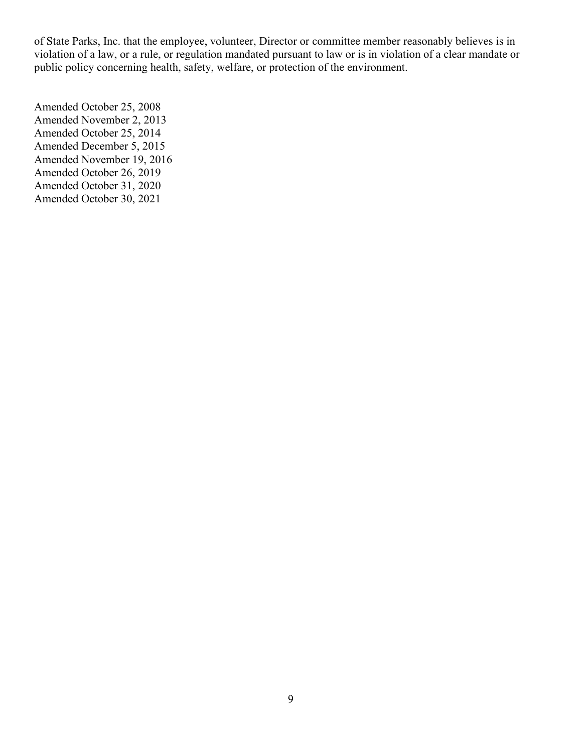of State Parks, Inc. that the employee, volunteer, Director or committee member reasonably believes is in violation of a law, or a rule, or regulation mandated pursuant to law or is in violation of a clear mandate or public policy concerning health, safety, welfare, or protection of the environment.

Amended October 25, 2008
Amended November 2, 2013
Amended October 25, 2014
Amended December 5, 2015
Amended November 19, 2016
Amended October 26, 2019
Amended October 31, 2020
Amended October 30, 2021